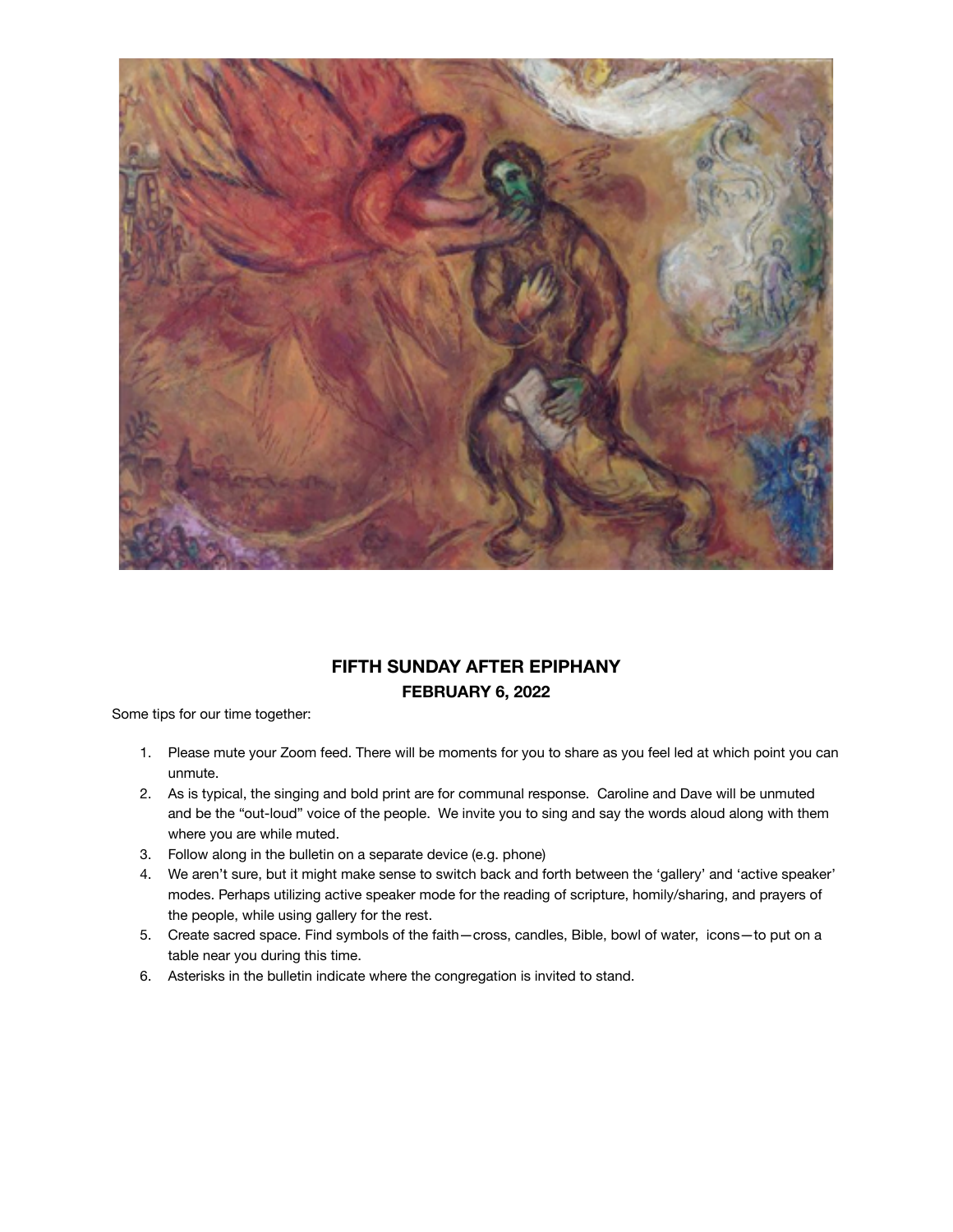# FIFTH SUNDAY AFTER EPIPHANY

## FEBRUARY 6, 2022

Some tips for our time together:

1. Please mute your Zoom feed. There will be moments for you to share as you feel led at which point you can unmute.
2. As is typical, the singing and bold print are for communal response. Caroline and Dave will be unmuted and be the "out-loud" voice of the people. We invite you to sing and say the words aloud along with them where you are while muted.
3. Follow along in the bulletin on a separate device (e.g. phone)
4. We aren't sure, but it might make sense to switch back and forth between the 'gallery' and 'active speaker' modes. Perhaps utilizing active speaker mode for the reading of scripture, homily/sharing, and prayers of the people, while using gallery for the rest.
5. Create sacred space. Find symbols of the faith—cross, candles, Bible, bowl of water, icons—to put on a table near you during this time.
6. Asterisks in the bulletin indicate where the congregation is invited to stand.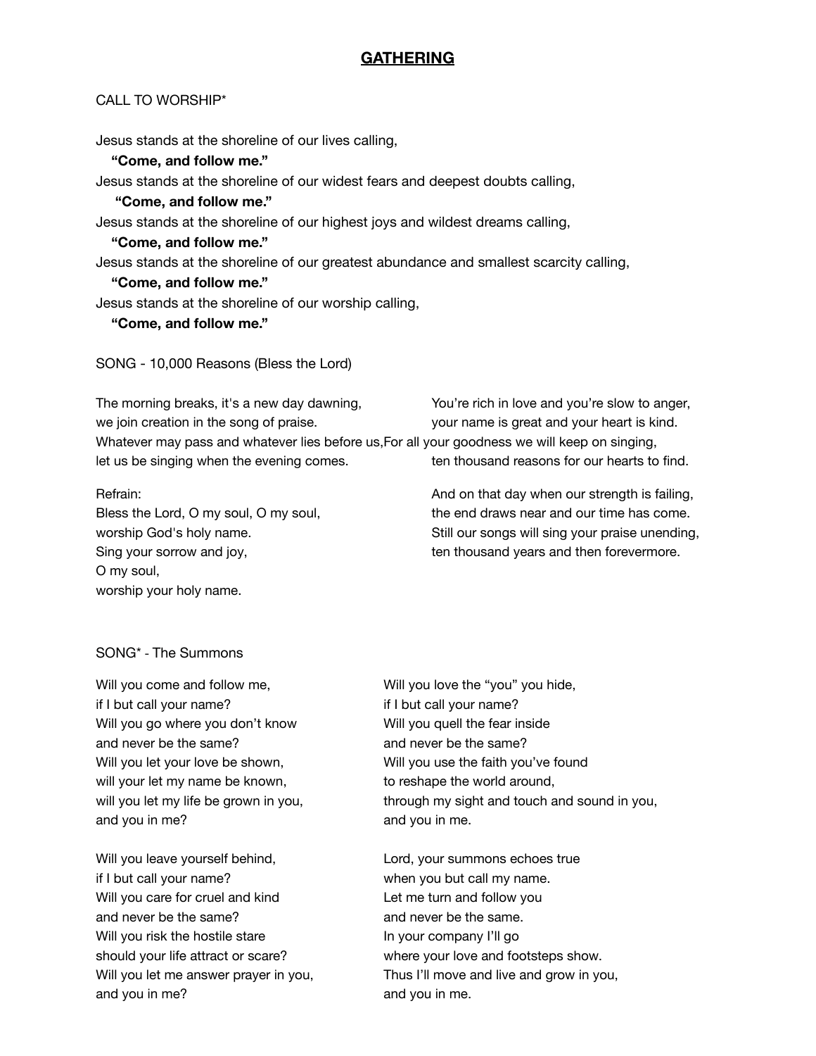## GATHERING

CALL TO WORSHIP*

Jesus stands at the shoreline of our lives calling,
**"Come, and follow me."**
Jesus stands at the shoreline of our widest fears and deepest doubts calling,
**"Come, and follow me."**
Jesus stands at the shoreline of our highest joys and wildest dreams calling,
**"Come, and follow me."**
Jesus stands at the shoreline of our greatest abundance and smallest scarcity calling,
**"Come, and follow me."**
Jesus stands at the shoreline of our worship calling,
**"Come, and follow me."**

SONG - 10,000 Reasons (Bless the Lord)

The morning breaks, it's a new day dawning,
we join creation in the song of praise.
Whatever may pass and whatever lies before us,
let us be singing when the evening comes.

Refrain:
Bless the Lord, O my soul, O my soul,
worship God's holy name.
Sing your sorrow and joy,
O my soul,
worship your holy name.

You're rich in love and you're slow to anger,
your name is great and your heart is kind.
For all your goodness we will keep on singing,
ten thousand reasons for our hearts to find.

And on that day when our strength is failing,
the end draws near and our time has come.
Still our songs will sing your praise unending,
ten thousand years and then forevermore.

SONG* - The Summons

Will you come and follow me,
if I but call your name?
Will you go where you don't know
and never be the same?
Will you let your love be shown,
will your let my name be known,
will you let my life be grown in you,
and you in me?

Will you leave yourself behind,
if I but call your name?
Will you care for cruel and kind
and never be the same?
Will you risk the hostile stare
should your life attract or scare?
Will you let me answer prayer in you,
and you in me?

Will you love the "you" you hide,
if I but call your name?
Will you quell the fear inside
and never be the same?
Will you use the faith you've found
to reshape the world around,
through my sight and touch and sound in you,
and you in me.

Lord, your summons echoes true
when you but call my name.
Let me turn and follow you
and never be the same.
In your company I'll go
where your love and footsteps show.
Thus I'll move and live and grow in you,
and you in me.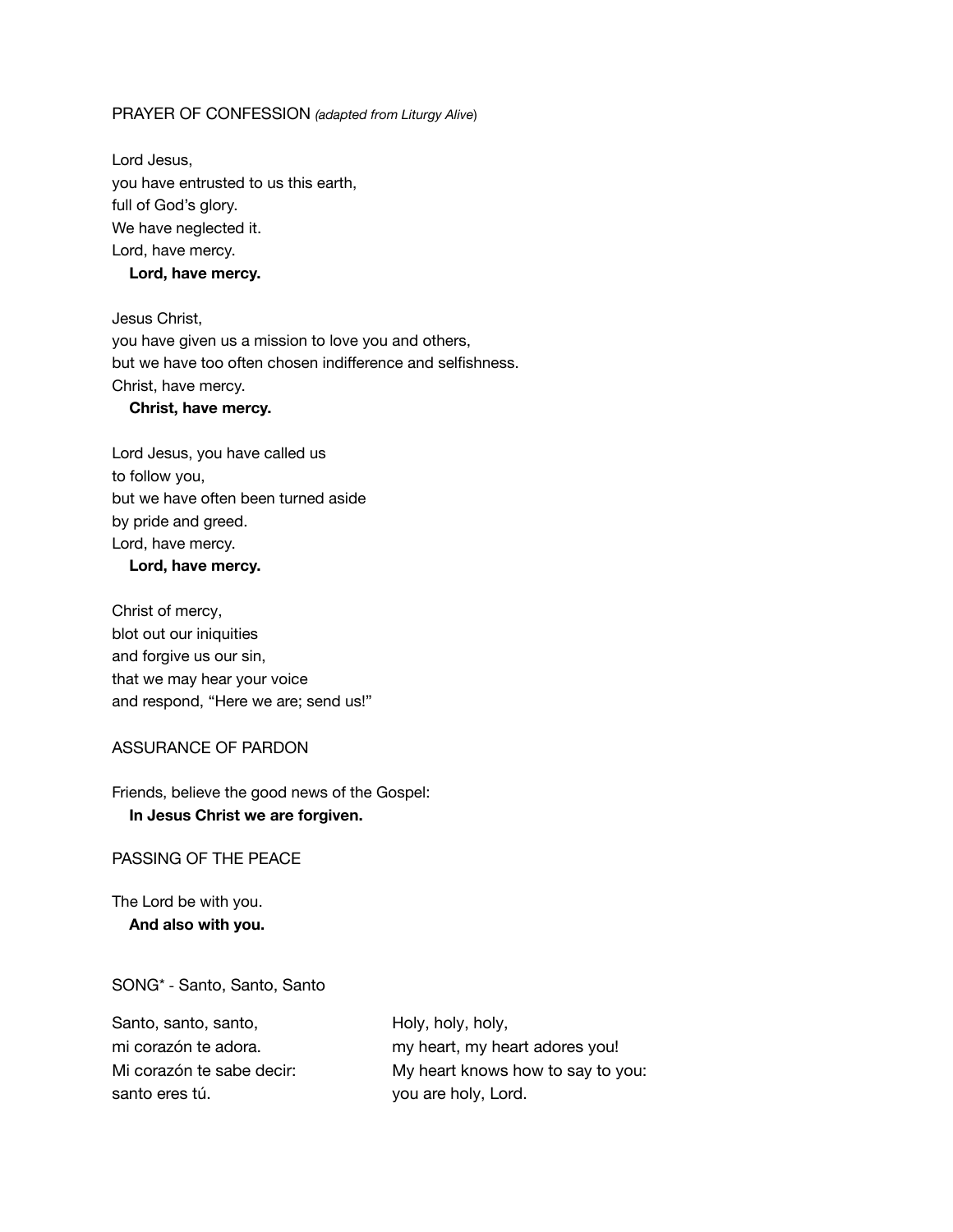PRAYER OF CONFESSION *(adapted from Liturgy Alive)*

Lord Jesus,
you have entrusted to us this earth,
full of God's glory.
We have neglected it.
Lord, have mercy.
**Lord, have mercy.**

Jesus Christ,
you have given us a mission to love you and others,
but we have too often chosen indifference and selfishness.
Christ, have mercy.
**Christ, have mercy.**

Lord Jesus, you have called us
to follow you,
but we have often been turned aside
by pride and greed.
Lord, have mercy.
**Lord, have mercy.**

Christ of mercy,
blot out our iniquities
and forgive us our sin,
that we may hear your voice
and respond, "Here we are; send us!"

ASSURANCE OF PARDON

Friends, believe the good news of the Gospel:
**In Jesus Christ we are forgiven.**

PASSING OF THE PEACE

The Lord be with you.
**And also with you.**

SONG* - Santo, Santo, Santo

Santo, santo, santo,
mi corazón te adora.
Mi corazón te sabe decir:
santo eres tú.

Holy, holy, holy,
my heart, my heart adores you!
My heart knows how to say to you:
you are holy, Lord.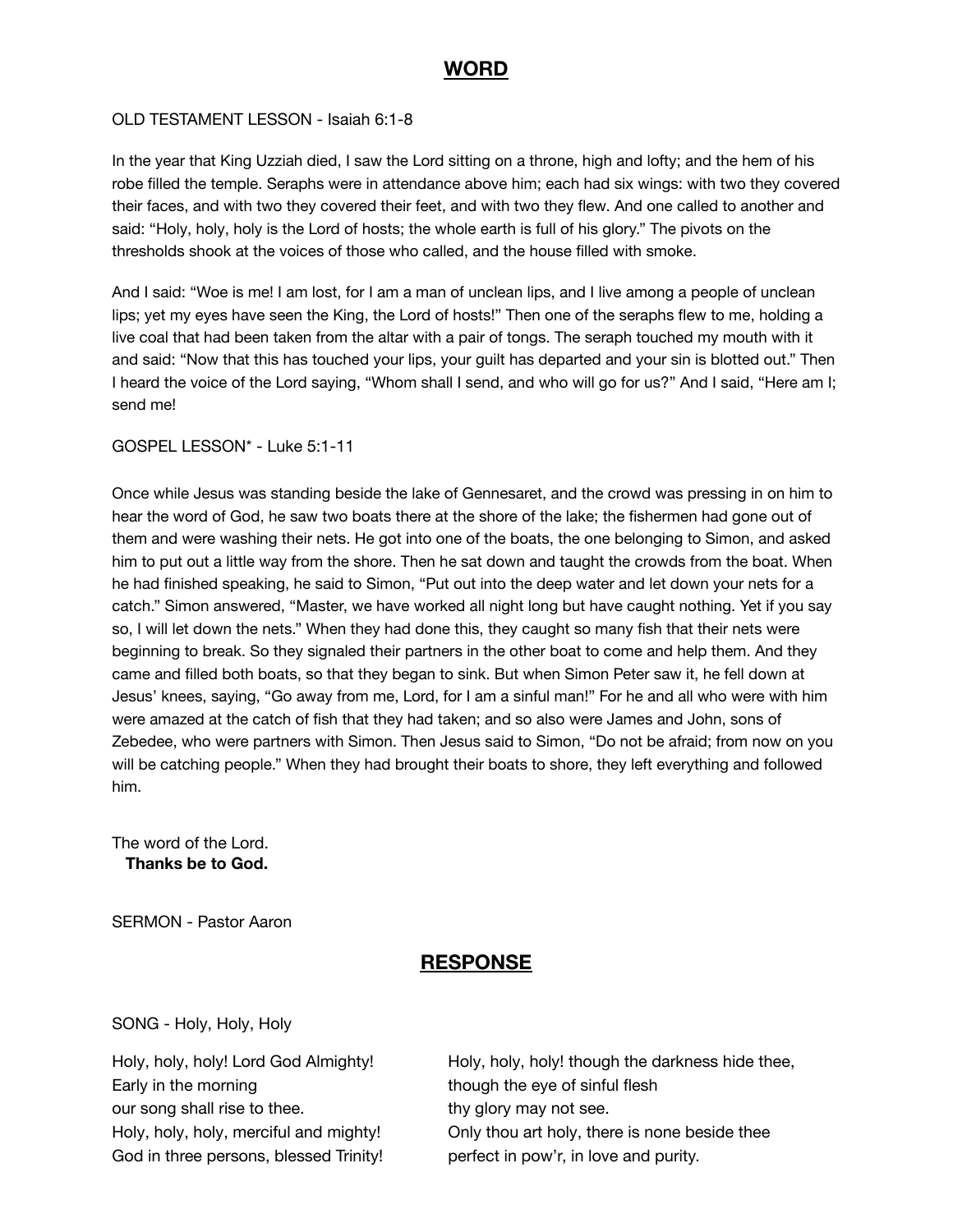## **WORD**

OLD TESTAMENT LESSON - Isaiah 6:1-8

In the year that King Uzziah died, I saw the Lord sitting on a throne, high and lofty; and the hem of his robe filled the temple. Seraphs were in attendance above him; each had six wings: with two they covered their faces, and with two they covered their feet, and with two they flew. And one called to another and said: "Holy, holy, holy is the Lord of hosts; the whole earth is full of his glory." The pivots on the thresholds shook at the voices of those who called, and the house filled with smoke.

And I said: "Woe is me! I am lost, for I am a man of unclean lips, and I live among a people of unclean lips; yet my eyes have seen the King, the Lord of hosts!" Then one of the seraphs flew to me, holding a live coal that had been taken from the altar with a pair of tongs. The seraph touched my mouth with it and said: "Now that this has touched your lips, your guilt has departed and your sin is blotted out." Then I heard the voice of the Lord saying, "Whom shall I send, and who will go for us?" And I said, "Here am I; send me!

GOSPEL LESSON* - Luke 5:1-11

Once while Jesus was standing beside the lake of Gennesaret, and the crowd was pressing in on him to hear the word of God, he saw two boats there at the shore of the lake; the fishermen had gone out of them and were washing their nets. He got into one of the boats, the one belonging to Simon, and asked him to put out a little way from the shore. Then he sat down and taught the crowds from the boat. When he had finished speaking, he said to Simon, "Put out into the deep water and let down your nets for a catch." Simon answered, "Master, we have worked all night long but have caught nothing. Yet if you say so, I will let down the nets." When they had done this, they caught so many fish that their nets were beginning to break. So they signaled their partners in the other boat to come and help them. And they came and filled both boats, so that they began to sink. But when Simon Peter saw it, he fell down at Jesus' knees, saying, "Go away from me, Lord, for I am a sinful man!" For he and all who were with him were amazed at the catch of fish that they had taken; and so also were James and John, sons of Zebedee, who were partners with Simon. Then Jesus said to Simon, "Do not be afraid; from now on you will be catching people." When they had brought their boats to shore, they left everything and followed him.

The word of the Lord.
**Thanks be to God.**

SERMON - Pastor Aaron

## **RESPONSE**

SONG - Holy, Holy, Holy

Holy, holy, holy! Lord God Almighty!
Early in the morning
our song shall rise to thee.
Holy, holy, holy, merciful and mighty!
God in three persons, blessed Trinity!

Holy, holy, holy! though the darkness hide thee,
though the eye of sinful flesh
thy glory may not see.
Only thou art holy, there is none beside thee
perfect in pow'r, in love and purity.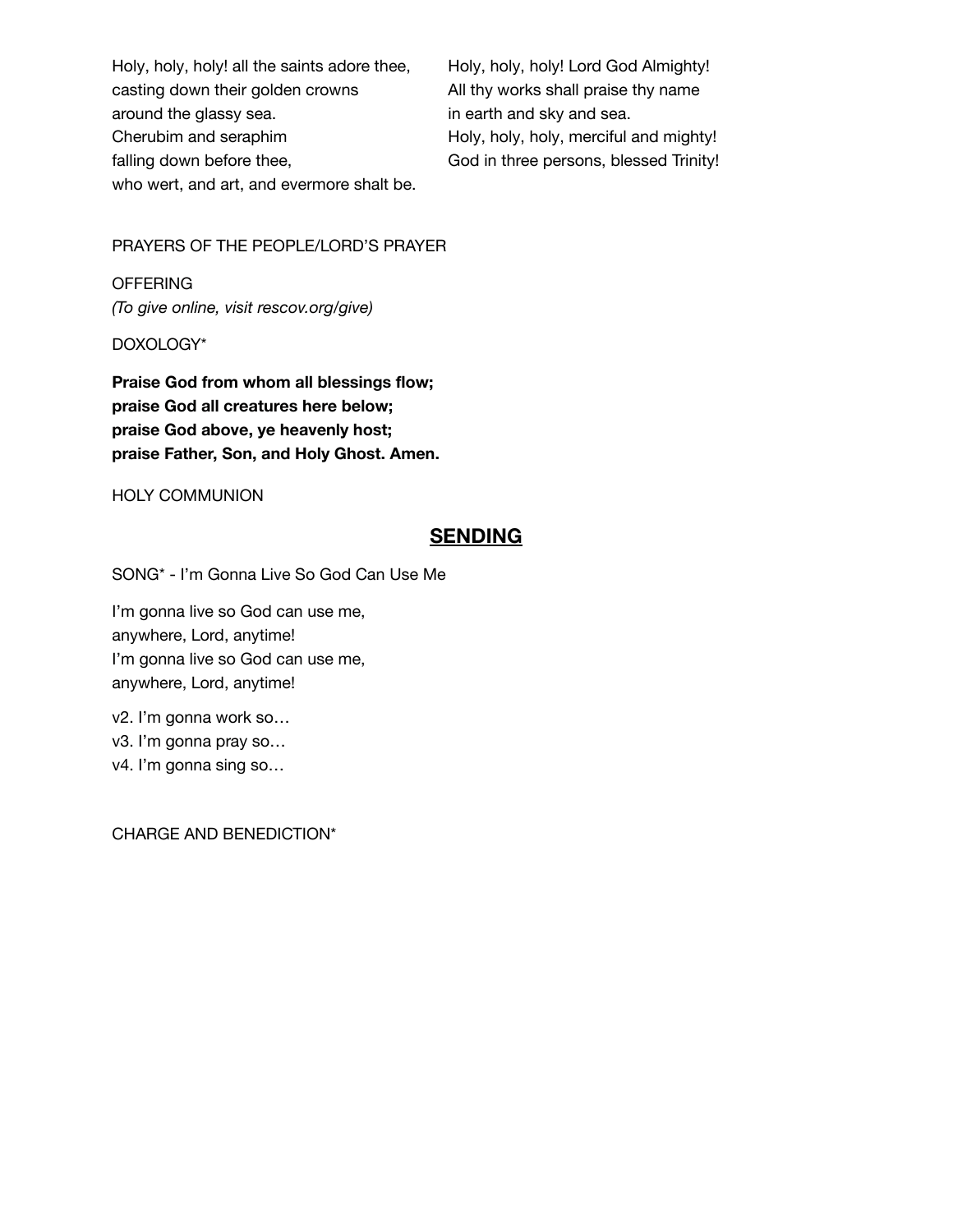Holy, holy, holy! all the saints adore thee,
casting down their golden crowns
around the glassy sea.
Cherubim and seraphim
falling down before thee,
who wert, and art, and evermore shalt be.

Holy, holy, holy! Lord God Almighty!
All thy works shall praise thy name
in earth and sky and sea.
Holy, holy, holy, merciful and mighty!
God in three persons, blessed Trinity!

PRAYERS OF THE PEOPLE/LORD'S PRAYER

OFFERING
*(To give online, visit rescov.org/give)*

DOXOLOGY*

**Praise God from whom all blessings flow;**
**praise God all creatures here below;**
**praise God above, ye heavenly host;**
**praise Father, Son, and Holy Ghost. Amen.**

HOLY COMMUNION

## SENDING

SONG* - I'm Gonna Live So God Can Use Me

I'm gonna live so God can use me,
anywhere, Lord, anytime!
I'm gonna live so God can use me,
anywhere, Lord, anytime!

v2. I'm gonna work so…
v3. I'm gonna pray so…
v4. I'm gonna sing so…

CHARGE AND BENEDICTION*